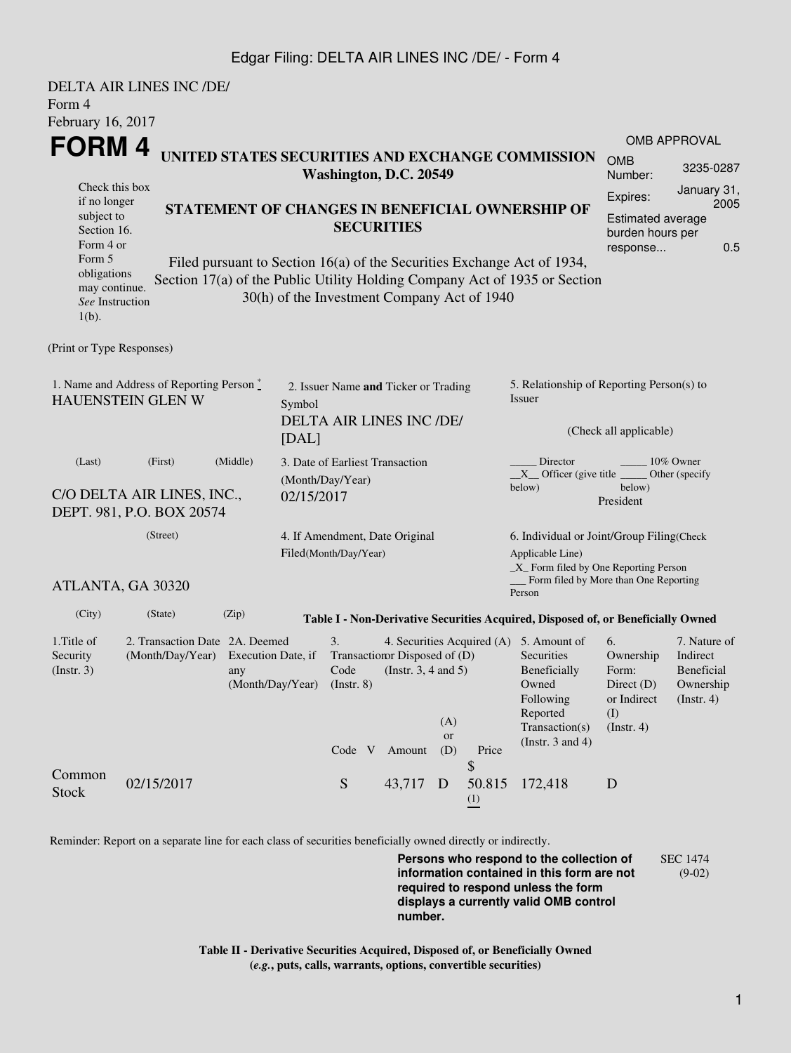DELTA AIR LINES INC /DE/
Form 4
February 16, 2017

# FORM 4

**UNITED STATES SECURITIES AND EXCHANGE COMMISSION**
**Washington, D.C. 20549**

| OMB APPROVAL | |
|---|---|
| OMB Number: | 3235-0287 |
| Expires: | January 31, 2005 |
| Estimated average burden hours per response... | 0.5 |

Check this box if no longer subject to Section 16. Form 4 or Form 5 obligations may continue. *See* Instruction 1(b).

**STATEMENT OF CHANGES IN BENEFICIAL OWNERSHIP OF SECURITIES**

Filed pursuant to Section 16(a) of the Securities Exchange Act of 1934, Section 17(a) of the Public Utility Holding Company Act of 1935 or Section 30(h) of the Investment Company Act of 1940

(Print or Type Responses)

1. Name and Address of Reporting Person *
HAUENSTEIN GLEN W

(Last) (First) (Middle)

C/O DELTA AIR LINES, INC., DEPT. 981, P.O. BOX 20574

(Street)

ATLANTA, GA 30320

(City) (State) (Zip)

2. Issuer Name **and** Ticker or Trading Symbol
DELTA AIR LINES INC /DE/ [DAL]

3. Date of Earliest Transaction (Month/Day/Year)
02/15/2017

4. If Amendment, Date Original Filed(Month/Day/Year)

5. Relationship of Reporting Person(s) to Issuer

(Check all applicable)

_____ Director _____ 10% Owner
__X__ Officer (give title below) _____ Other (specify below)
President

6. Individual or Joint/Group Filing(Check Applicable Line)
_X_ Form filed by One Reporting Person
___ Form filed by More than One Reporting Person

**Table I - Non-Derivative Securities Acquired, Disposed of, or Beneficially Owned**

| 1.Title of Security (Instr. 3) | 2. Transaction Date (Month/Day/Year) | 2A. Deemed Execution Date, if any (Month/Day/Year) | 3. Transaction Code (Instr. 8) | | 4. Securities Acquired (A) or Disposed of (D) (Instr. 3, 4 and 5) | | | 5. Amount of Securities Beneficially Owned Following Reported Transaction(s) (Instr. 3 and 4) | 6. Ownership Form: Direct (D) or Indirect (I) (Instr. 4) | 7. Nature of Indirect Beneficial Ownership (Instr. 4) |
|---|---|---|---|---|---|---|---|---|---|---|
| | | | Code | V | Amount | (A) or (D) | Price | | | |
| Common Stock | 02/15/2017 | | S | | 43,717 | D | $ 50.815 (1) | 172,418 | D | |

Reminder: Report on a separate line for each class of securities beneficially owned directly or indirectly.

**Persons who respond to the collection of information contained in this form are not required to respond unless the form displays a currently valid OMB control number.**

SEC 1474 (9-02)

**Table II - Derivative Securities Acquired, Disposed of, or Beneficially Owned**
**(*e.g.*, puts, calls, warrants, options, convertible securities)**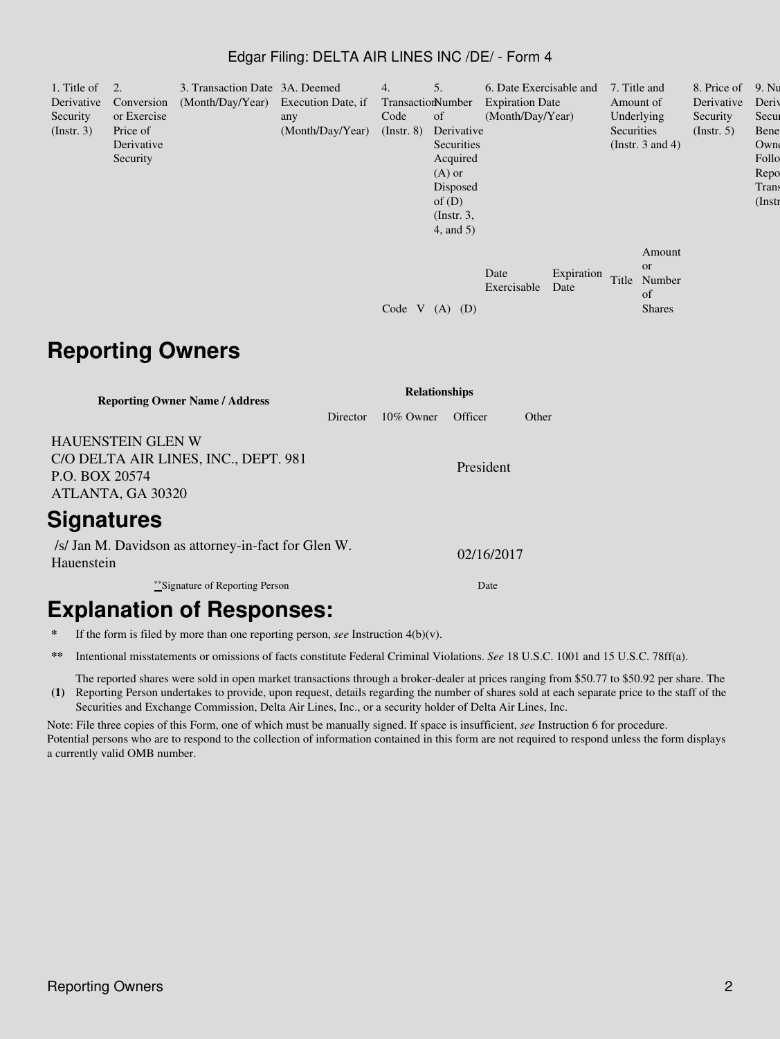| 1. Title of Derivative Security (Instr. 3) | 2. Conversion or Exercise Price of Derivative Security | 3. Transaction Date (Month/Day/Year) | 3A. Deemed Execution Date, if any (Month/Day/Year) | 4. Transaction Code (Instr. 8) | | 5. Number of Derivative Securities Acquired (A) or Disposed of (D) (Instr. 3, 4, and 5) | | 6. Date Exercisable and Expiration Date (Month/Day/Year) | | 7. Title and Amount of Underlying Securities (Instr. 3 and 4) | | 8. Price of Derivative Security (Instr. 5) | 9. Nu Deriv Secur Bene Owne Follo Repo Trans (Instr |
|---|---|---|---|---|---|---|---|---|---|---|---|---|---|
| | | | | Code | V | (A) | (D) | Date Exercisable | Expiration Date | Title | Amount or Number of Shares | | |

## Reporting Owners

| Reporting Owner Name / Address | Relationships | | | |
|---|---|---|---|---|
| | Director | 10% Owner | Officer | Other |
| HAUENSTEIN GLEN W<br>C/O DELTA AIR LINES, INC., DEPT. 981<br>P.O. BOX 20574<br>ATLANTA, GA 30320 | | | President | |

## Signatures

| | |
|---|---|
| /s/ Jan M. Davidson as attorney-in-fact for Glen W. Hauenstein | 02/16/2017 |
| **Signature of Reporting Person | Date |

## Explanation of Responses:

\* If the form is filed by more than one reporting person, *see* Instruction 4(b)(v).

** Intentional misstatements or omissions of facts constitute Federal Criminal Violations. *See* 18 U.S.C. 1001 and 15 U.S.C. 78ff(a).

**(1)** The reported shares were sold in open market transactions through a broker-dealer at prices ranging from $50.77 to $50.92 per share. The Reporting Person undertakes to provide, upon request, details regarding the number of shares sold at each separate price to the staff of the Securities and Exchange Commission, Delta Air Lines, Inc., or a security holder of Delta Air Lines, Inc.

Note: File three copies of this Form, one of which must be manually signed. If space is insufficient, *see* Instruction 6 for procedure.
Potential persons who are to respond to the collection of information contained in this form are not required to respond unless the form displays a currently valid OMB number.